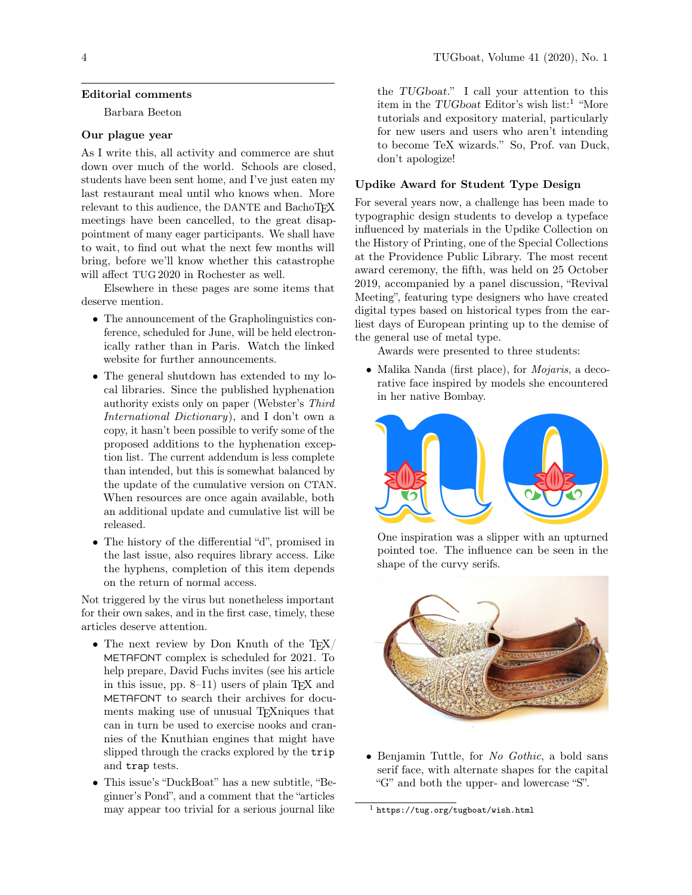## Editorial comments

Barbara Beeton

### Our plague year

As I write this, all activity and commerce are shut down over much of the world. Schools are closed, students have been sent home, and I've just eaten my last restaurant meal until who knows when. More relevant to this audience, the DANTE and BachoTEX meetings have been cancelled, to the great disappointment of many eager participants. We shall have to wait, to find out what the next few months will bring, before we'll know whether this catastrophe will affect TUG 2020 in Rochester as well.

Elsewhere in these pages are some items that deserve mention.

- The announcement of the Grapholinguistics conference, scheduled for June, will be held electronically rather than in Paris. Watch the linked website for further announcements.
- The general shutdown has extended to my local libraries. Since the published hyphenation authority exists only on paper (Webster's *Third International Dictionary*), and I don't own a copy, it hasn't been possible to verify some of the proposed additions to the hyphenation exception list. The current addendum is less complete than intended, but this is somewhat balanced by the update of the cumulative version on CTAN. When resources are once again available, both an additional update and cumulative list will be released.
- The history of the differential "d", promised in the last issue, also requires library access. Like the hyphens, completion of this item depends on the return of normal access.

Not triggered by the virus but nonetheless important for their own sakes, and in the first case, timely, these articles deserve attention.

- The next review by Don Knuth of the TEX/ METAFONT complex is scheduled for 2021. To help prepare, David Fuchs invites (see his article in this issue, pp. 8–11) users of plain TEX and METAFONT to search their archives for documents making use of unusual TEXniques that can in turn be used to exercise nooks and crannies of the Knuthian engines that might have slipped through the cracks explored by the `trip` and `trap` tests.
- This issue's "DuckBoat" has a new subtitle, "Beginner's Pond", and a comment that the "articles may appear too trivial for a serious journal like the *TUGboat*." I call your attention to this item in the *TUGboat* Editor's wish list:[1] "More tutorials and expository material, particularly for new users and users who aren't intending to become TeX wizards." So, Prof. van Duck, don't apologize!

### Updike Award for Student Type Design

For several years now, a challenge has been made to typographic design students to develop a typeface influenced by materials in the Updike Collection on the History of Printing, one of the Special Collections at the Providence Public Library. The most recent award ceremony, the fifth, was held on 25 October 2019, accompanied by a panel discussion, "Revival Meeting", featuring type designers who have created digital types based on historical types from the earliest days of European printing up to the demise of the general use of metal type.

Awards were presented to three students:

- Malika Nanda (first place), for *Mojaris*, a decorative face inspired by models she encountered in her native Bombay.

  One inspiration was a slipper with an upturned pointed toe. The influence can be seen in the shape of the curvy serifs.

- Benjamin Tuttle, for *No Gothic*, a bold sans serif face, with alternate shapes for the capital "G" and both the upper- and lowercase "S".

[1] `https://tug.org/tugboat/wish.html`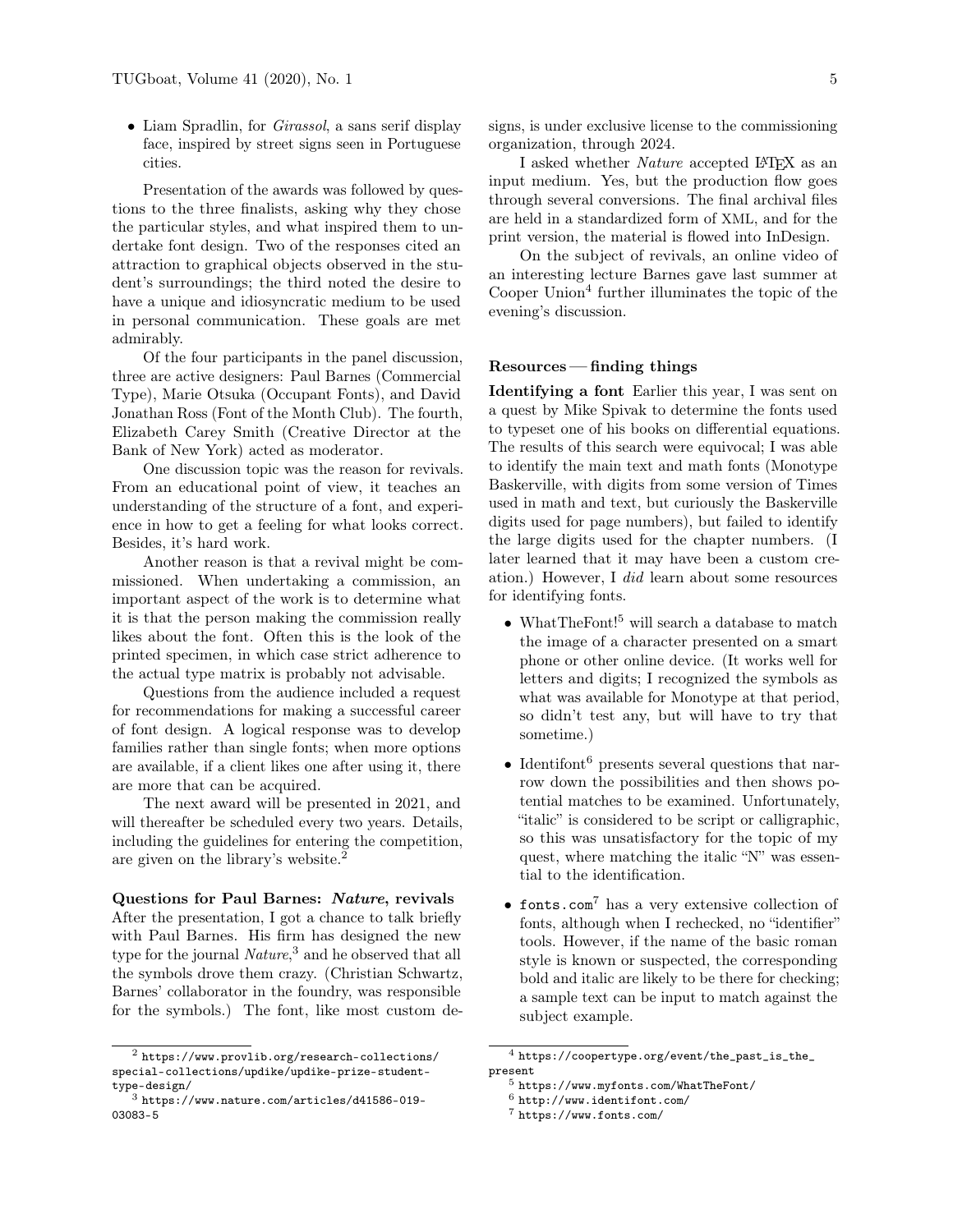- Liam Spradlin, for *Girassol*, a sans serif display face, inspired by street signs seen in Portuguese cities.

Presentation of the awards was followed by questions to the three finalists, asking why they chose the particular styles, and what inspired them to undertake font design. Two of the responses cited an attraction to graphical objects observed in the student's surroundings; the third noted the desire to have a unique and idiosyncratic medium to be used in personal communication. These goals are met admirably.

Of the four participants in the panel discussion, three are active designers: Paul Barnes (Commercial Type), Marie Otsuka (Occupant Fonts), and David Jonathan Ross (Font of the Month Club). The fourth, Elizabeth Carey Smith (Creative Director at the Bank of New York) acted as moderator.

One discussion topic was the reason for revivals. From an educational point of view, it teaches an understanding of the structure of a font, and experience in how to get a feeling for what looks correct. Besides, it's hard work.

Another reason is that a revival might be commissioned. When undertaking a commission, an important aspect of the work is to determine what it is that the person making the commission really likes about the font. Often this is the look of the printed specimen, in which case strict adherence to the actual type matrix is probably not advisable.

Questions from the audience included a request for recommendations for making a successful career of font design. A logical response was to develop families rather than single fonts; when more options are available, if a client likes one after using it, there are more that can be acquired.

The next award will be presented in 2021, and will thereafter be scheduled every two years. Details, including the guidelines for entering the competition, are given on the library's website.[2]

### Questions for Paul Barnes: *Nature*, revivals

After the presentation, I got a chance to talk briefly with Paul Barnes. His firm has designed the new type for the journal *Nature*,[3] and he observed that all the symbols drove them crazy. (Christian Schwartz, Barnes' collaborator in the foundry, was responsible for the symbols.) The font, like most custom designs, is under exclusive license to the commissioning organization, through 2024.

I asked whether *Nature* accepted LaTeX as an input medium. Yes, but the production flow goes through several conversions. The final archival files are held in a standardized form of XML, and for the print version, the material is flowed into InDesign.

On the subject of revivals, an online video of an interesting lecture Barnes gave last summer at Cooper Union[4] further illuminates the topic of the evening's discussion.

### Resources — finding things

**Identifying a font** Earlier this year, I was sent on a quest by Mike Spivak to determine the fonts used to typeset one of his books on differential equations. The results of this search were equivocal; I was able to identify the main text and math fonts (Monotype Baskerville, with digits from some version of Times used in math and text, but curiously the Baskerville digits used for page numbers), but failed to identify the large digits used for the chapter numbers. (I later learned that it may have been a custom creation.) However, I *did* learn about some resources for identifying fonts.

- WhatTheFont![5] will search a database to match the image of a character presented on a smart phone or other online device. (It works well for letters and digits; I recognized the symbols as what was available for Monotype at that period, so didn't test any, but will have to try that sometime.)
- Identifont[6] presents several questions that narrow down the possibilities and then shows potential matches to be examined. Unfortunately, "italic" is considered to be script or calligraphic, so this was unsatisfactory for the topic of my quest, where matching the italic "N" was essential to the identification.
- `fonts.com`[7] has a very extensive collection of fonts, although when I rechecked, no "identifier" tools. However, if the name of the basic roman style is known or suspected, the corresponding bold and italic are likely to be there for checking; a sample text can be input to match against the subject example.

---

[2] `https://www.provlib.org/research-collections/special-collections/updike/updike-prize-student-type-design/`

[3] `https://www.nature.com/articles/d41586-019-03083-5`

[4] `https://coopertype.org/event/the_past_is_the_present`

[5] `https://www.myfonts.com/WhatTheFont/`

[6] `http://www.identifont.com/`

[7] `https://www.fonts.com/`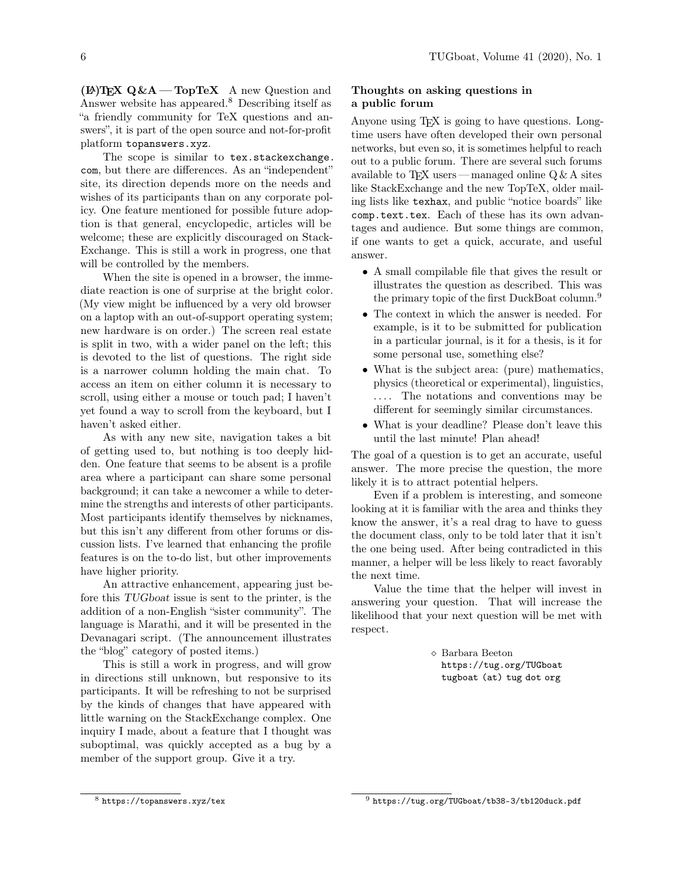**(LA)TEX Q & A — TopTeX** A new Question and Answer website has appeared.[8] Describing itself as "a friendly community for TeX questions and answers", it is part of the open source and not-for-profit platform topanswers.xyz.

The scope is similar to tex.stackexchange.com, but there are differences. As an "independent" site, its direction depends more on the needs and wishes of its participants than on any corporate policy. One feature mentioned for possible future adoption is that general, encyclopedic, articles will be welcome; these are explicitly discouraged on StackExchange. This is still a work in progress, one that will be controlled by the members.

When the site is opened in a browser, the immediate reaction is one of surprise at the bright color. (My view might be influenced by a very old browser on a laptop with an out-of-support operating system; new hardware is on order.) The screen real estate is split in two, with a wider panel on the left; this is devoted to the list of questions. The right side is a narrower column holding the main chat. To access an item on either column it is necessary to scroll, using either a mouse or touch pad; I haven't yet found a way to scroll from the keyboard, but I haven't asked either.

As with any new site, navigation takes a bit of getting used to, but nothing is too deeply hidden. One feature that seems to be absent is a profile area where a participant can share some personal background; it can take a newcomer a while to determine the strengths and interests of other participants. Most participants identify themselves by nicknames, but this isn't any different from other forums or discussion lists. I've learned that enhancing the profile features is on the to-do list, but other improvements have higher priority.

An attractive enhancement, appearing just before this *TUGboat* issue is sent to the printer, is the addition of a non-English "sister community". The language is Marathi, and it will be presented in the Devanagari script. (The announcement illustrates the "blog" category of posted items.)

This is still a work in progress, and will grow in directions still unknown, but responsive to its participants. It will be refreshing to not be surprised by the kinds of changes that have appeared with little warning on the StackExchange complex. One inquiry I made, about a feature that I thought was suboptimal, was quickly accepted as a bug by a member of the support group. Give it a try.

### Thoughts on asking questions in a public forum

Anyone using TEX is going to have questions. Longtime users have often developed their own personal networks, but even so, it is sometimes helpful to reach out to a public forum. There are several such forums available to TEX users — managed online Q & A sites like StackExchange and the new TopTeX, older mailing lists like texhax, and public "notice boards" like comp.text.tex. Each of these has its own advantages and audience. But some things are common, if one wants to get a quick, accurate, and useful answer.

- A small compilable file that gives the result or illustrates the question as described. This was the primary topic of the first DuckBoat column.[9]
- The context in which the answer is needed. For example, is it to be submitted for publication in a particular journal, is it for a thesis, is it for some personal use, something else?
- What is the subject area: (pure) mathematics, physics (theoretical or experimental), linguistics, . . . . The notations and conventions may be different for seemingly similar circumstances.
- What is your deadline? Please don't leave this until the last minute! Plan ahead!

The goal of a question is to get an accurate, useful answer. The more precise the question, the more likely it is to attract potential helpers.

Even if a problem is interesting, and someone looking at it is familiar with the area and thinks they know the answer, it's a real drag to have to guess the document class, only to be told later that it isn't the one being used. After being contradicted in this manner, a helper will be less likely to react favorably the next time.

Value the time that the helper will invest in answering your question. That will increase the likelihood that your next question will be met with respect.

◇ Barbara Beeton
https://tug.org/TUGboat
tugboat (at) tug dot org

---

[8] https://topanswers.xyz/tex

[9] https://tug.org/TUGboat/tb38-3/tb120duck.pdf